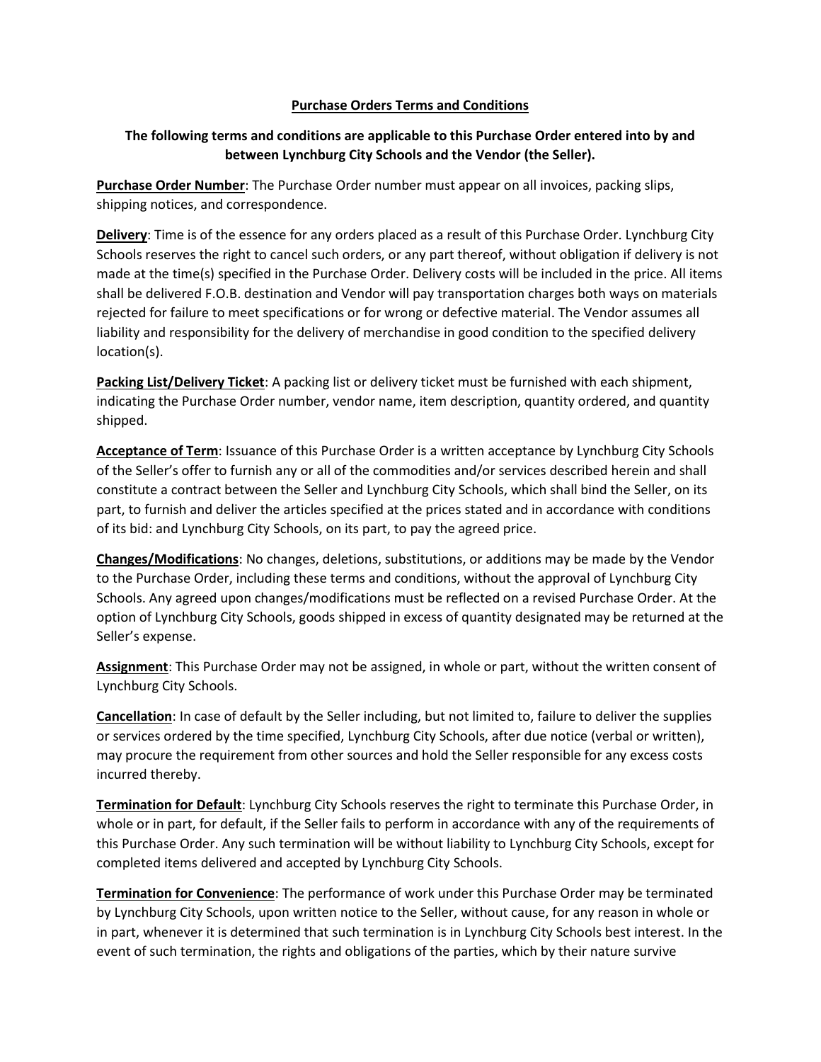## Purchase Orders Terms and Conditions

**The following terms and conditions are applicable to this Purchase Order entered into by and between Lynchburg City Schools and the Vendor (the Seller).**

**Purchase Order Number**: The Purchase Order number must appear on all invoices, packing slips, shipping notices, and correspondence.

**Delivery**: Time is of the essence for any orders placed as a result of this Purchase Order. Lynchburg City Schools reserves the right to cancel such orders, or any part thereof, without obligation if delivery is not made at the time(s) specified in the Purchase Order. Delivery costs will be included in the price. All items shall be delivered F.O.B. destination and Vendor will pay transportation charges both ways on materials rejected for failure to meet specifications or for wrong or defective material. The Vendor assumes all liability and responsibility for the delivery of merchandise in good condition to the specified delivery location(s).

**Packing List/Delivery Ticket**: A packing list or delivery ticket must be furnished with each shipment, indicating the Purchase Order number, vendor name, item description, quantity ordered, and quantity shipped.

**Acceptance of Term**: Issuance of this Purchase Order is a written acceptance by Lynchburg City Schools of the Seller's offer to furnish any or all of the commodities and/or services described herein and shall constitute a contract between the Seller and Lynchburg City Schools, which shall bind the Seller, on its part, to furnish and deliver the articles specified at the prices stated and in accordance with conditions of its bid: and Lynchburg City Schools, on its part, to pay the agreed price.

**Changes/Modifications**: No changes, deletions, substitutions, or additions may be made by the Vendor to the Purchase Order, including these terms and conditions, without the approval of Lynchburg City Schools. Any agreed upon changes/modifications must be reflected on a revised Purchase Order. At the option of Lynchburg City Schools, goods shipped in excess of quantity designated may be returned at the Seller's expense.

**Assignment**: This Purchase Order may not be assigned, in whole or part, without the written consent of Lynchburg City Schools.

**Cancellation**: In case of default by the Seller including, but not limited to, failure to deliver the supplies or services ordered by the time specified, Lynchburg City Schools, after due notice (verbal or written), may procure the requirement from other sources and hold the Seller responsible for any excess costs incurred thereby.

**Termination for Default**: Lynchburg City Schools reserves the right to terminate this Purchase Order, in whole or in part, for default, if the Seller fails to perform in accordance with any of the requirements of this Purchase Order. Any such termination will be without liability to Lynchburg City Schools, except for completed items delivered and accepted by Lynchburg City Schools.

**Termination for Convenience**: The performance of work under this Purchase Order may be terminated by Lynchburg City Schools, upon written notice to the Seller, without cause, for any reason in whole or in part, whenever it is determined that such termination is in Lynchburg City Schools best interest. In the event of such termination, the rights and obligations of the parties, which by their nature survive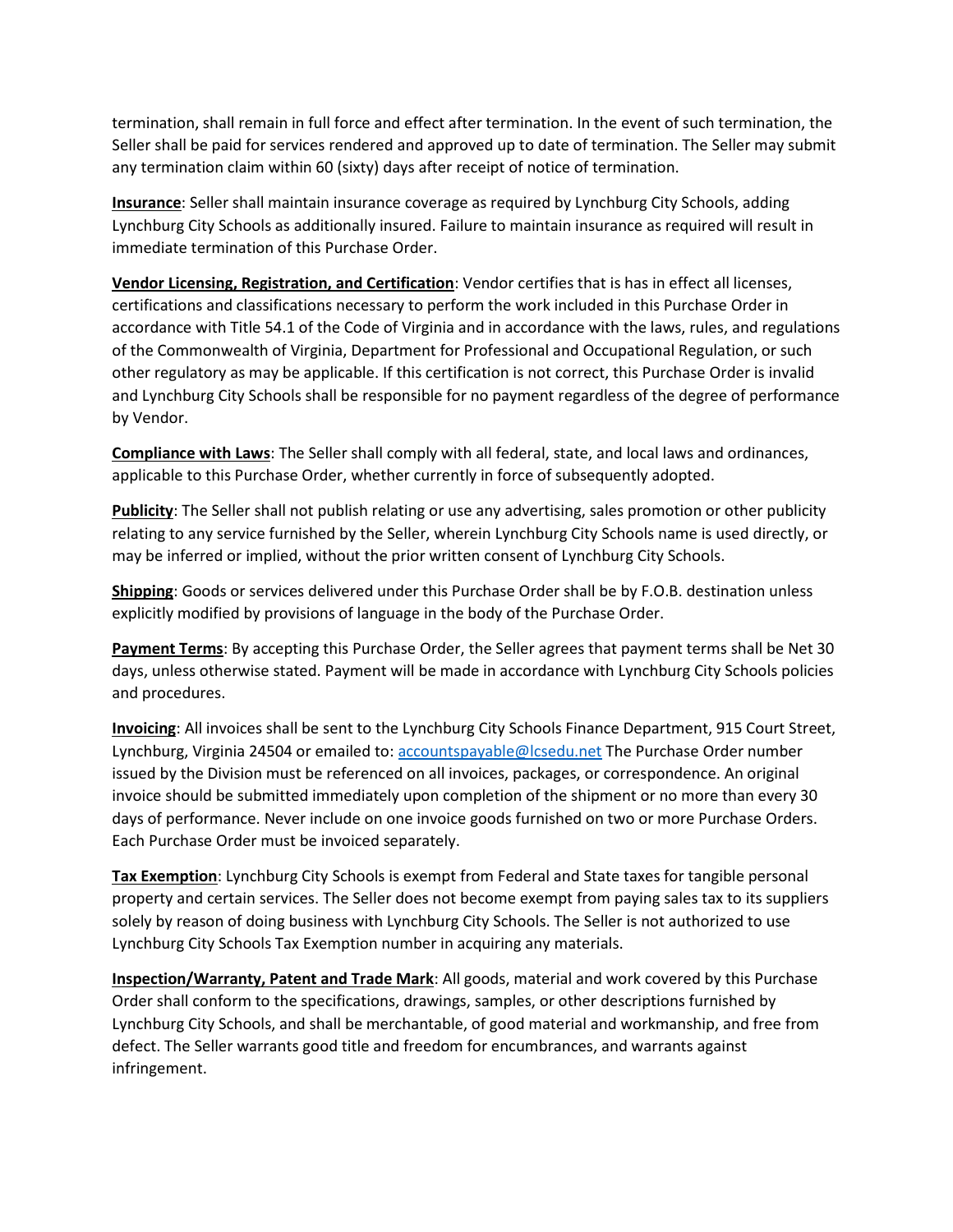termination, shall remain in full force and effect after termination. In the event of such termination, the Seller shall be paid for services rendered and approved up to date of termination. The Seller may submit any termination claim within 60 (sixty) days after receipt of notice of termination.

**Insurance**: Seller shall maintain insurance coverage as required by Lynchburg City Schools, adding Lynchburg City Schools as additionally insured. Failure to maintain insurance as required will result in immediate termination of this Purchase Order.

**Vendor Licensing, Registration, and Certification**: Vendor certifies that is has in effect all licenses, certifications and classifications necessary to perform the work included in this Purchase Order in accordance with Title 54.1 of the Code of Virginia and in accordance with the laws, rules, and regulations of the Commonwealth of Virginia, Department for Professional and Occupational Regulation, or such other regulatory as may be applicable. If this certification is not correct, this Purchase Order is invalid and Lynchburg City Schools shall be responsible for no payment regardless of the degree of performance by Vendor.

**Compliance with Laws**: The Seller shall comply with all federal, state, and local laws and ordinances, applicable to this Purchase Order, whether currently in force of subsequently adopted.

**Publicity**: The Seller shall not publish relating or use any advertising, sales promotion or other publicity relating to any service furnished by the Seller, wherein Lynchburg City Schools name is used directly, or may be inferred or implied, without the prior written consent of Lynchburg City Schools.

**Shipping**: Goods or services delivered under this Purchase Order shall be by F.O.B. destination unless explicitly modified by provisions of language in the body of the Purchase Order.

**Payment Terms**: By accepting this Purchase Order, the Seller agrees that payment terms shall be Net 30 days, unless otherwise stated. Payment will be made in accordance with Lynchburg City Schools policies and procedures.

**Invoicing**: All invoices shall be sent to the Lynchburg City Schools Finance Department, 915 Court Street, Lynchburg, Virginia 24504 or emailed to: accountspayable@lcsedu.net The Purchase Order number issued by the Division must be referenced on all invoices, packages, or correspondence. An original invoice should be submitted immediately upon completion of the shipment or no more than every 30 days of performance. Never include on one invoice goods furnished on two or more Purchase Orders. Each Purchase Order must be invoiced separately.

**Tax Exemption**: Lynchburg City Schools is exempt from Federal and State taxes for tangible personal property and certain services. The Seller does not become exempt from paying sales tax to its suppliers solely by reason of doing business with Lynchburg City Schools. The Seller is not authorized to use Lynchburg City Schools Tax Exemption number in acquiring any materials.

**Inspection/Warranty, Patent and Trade Mark**: All goods, material and work covered by this Purchase Order shall conform to the specifications, drawings, samples, or other descriptions furnished by Lynchburg City Schools, and shall be merchantable, of good material and workmanship, and free from defect. The Seller warrants good title and freedom for encumbrances, and warrants against infringement.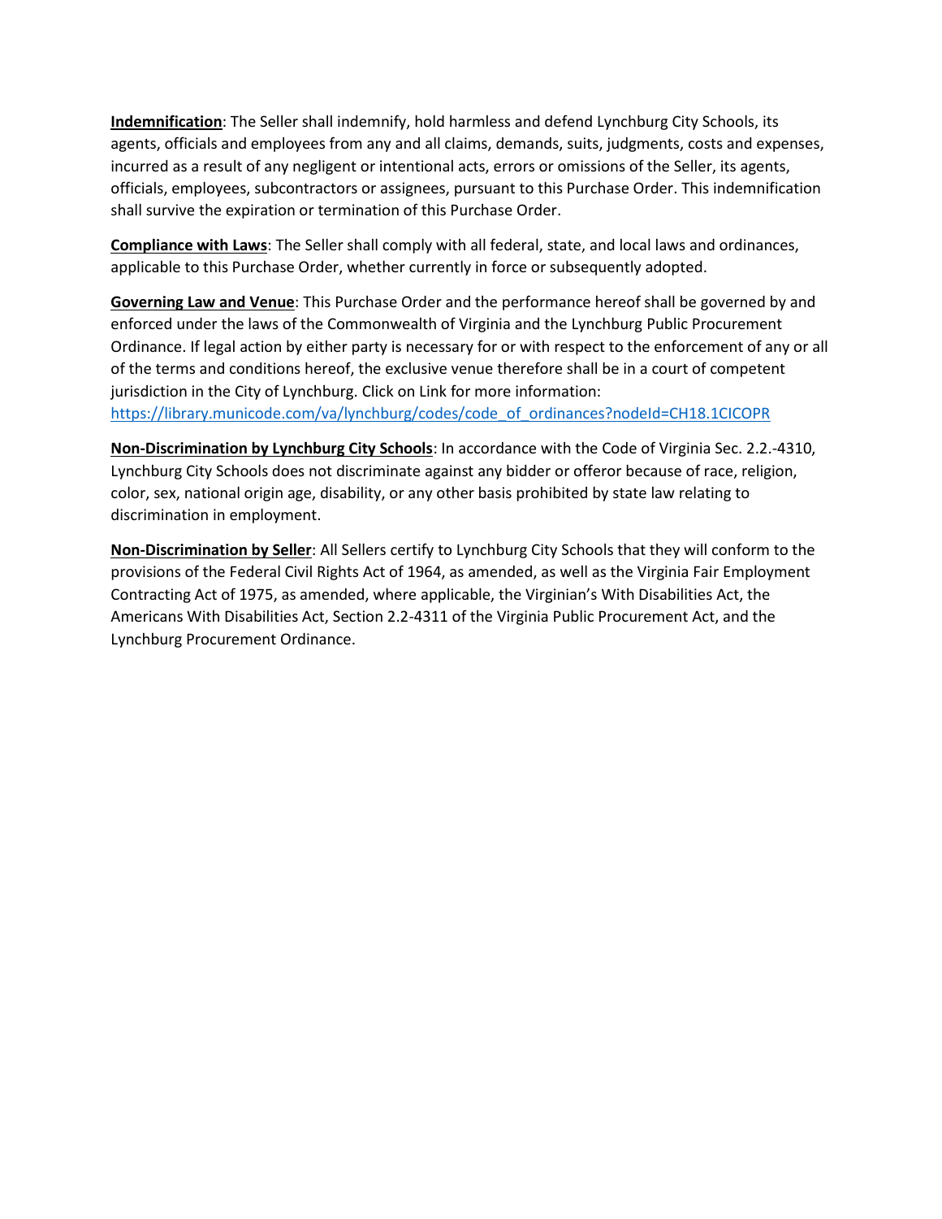**Indemnification**: The Seller shall indemnify, hold harmless and defend Lynchburg City Schools, its agents, officials and employees from any and all claims, demands, suits, judgments, costs and expenses, incurred as a result of any negligent or intentional acts, errors or omissions of the Seller, its agents, officials, employees, subcontractors or assignees, pursuant to this Purchase Order. This indemnification shall survive the expiration or termination of this Purchase Order.

**Compliance with Laws**: The Seller shall comply with all federal, state, and local laws and ordinances, applicable to this Purchase Order, whether currently in force or subsequently adopted.

**Governing Law and Venue**: This Purchase Order and the performance hereof shall be governed by and enforced under the laws of the Commonwealth of Virginia and the Lynchburg Public Procurement Ordinance. If legal action by either party is necessary for or with respect to the enforcement of any or all of the terms and conditions hereof, the exclusive venue therefore shall be in a court of competent jurisdiction in the City of Lynchburg. Click on Link for more information: https://library.municode.com/va/lynchburg/codes/code_of_ordinances?nodeId=CH18.1CICOPR

**Non-Discrimination by Lynchburg City Schools**: In accordance with the Code of Virginia Sec. 2.2.-4310, Lynchburg City Schools does not discriminate against any bidder or offeror because of race, religion, color, sex, national origin age, disability, or any other basis prohibited by state law relating to discrimination in employment.

**Non-Discrimination by Seller**: All Sellers certify to Lynchburg City Schools that they will conform to the provisions of the Federal Civil Rights Act of 1964, as amended, as well as the Virginia Fair Employment Contracting Act of 1975, as amended, where applicable, the Virginian's With Disabilities Act, the Americans With Disabilities Act, Section 2.2-4311 of the Virginia Public Procurement Act, and the Lynchburg Procurement Ordinance.